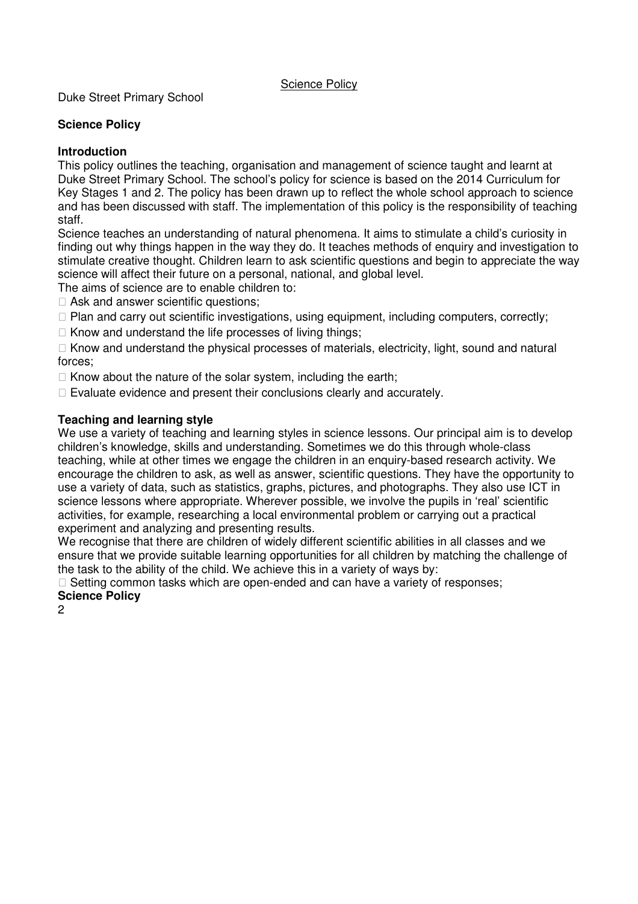Science Policy

Duke Street Primary School

## Science Policy

### Introduction

This policy outlines the teaching, organisation and management of science taught and learnt at Duke Street Primary School. The school's policy for science is based on the 2014 Curriculum for Key Stages 1 and 2. The policy has been drawn up to reflect the whole school approach to science and has been discussed with staff. The implementation of this policy is the responsibility of teaching staff.

Science teaches an understanding of natural phenomena. It aims to stimulate a child's curiosity in finding out why things happen in the way they do. It teaches methods of enquiry and investigation to stimulate creative thought. Children learn to ask scientific questions and begin to appreciate the way science will affect their future on a personal, national, and global level.

The aims of science are to enable children to:

- Ask and answer scientific questions;
- Plan and carry out scientific investigations, using equipment, including computers, correctly;
- Know and understand the life processes of living things;
- Know and understand the physical processes of materials, electricity, light, sound and natural forces;
- Know about the nature of the solar system, including the earth;
- Evaluate evidence and present their conclusions clearly and accurately.

### Teaching and learning style

We use a variety of teaching and learning styles in science lessons. Our principal aim is to develop children's knowledge, skills and understanding. Sometimes we do this through whole-class teaching, while at other times we engage the children in an enquiry-based research activity. We encourage the children to ask, as well as answer, scientific questions. They have the opportunity to use a variety of data, such as statistics, graphs, pictures, and photographs. They also use ICT in science lessons where appropriate. Wherever possible, we involve the pupils in 'real' scientific activities, for example, researching a local environmental problem or carrying out a practical experiment and analyzing and presenting results.

We recognise that there are children of widely different scientific abilities in all classes and we ensure that we provide suitable learning opportunities for all children by matching the challenge of the task to the ability of the child. We achieve this in a variety of ways by:

- Setting common tasks which are open-ended and can have a variety of responses;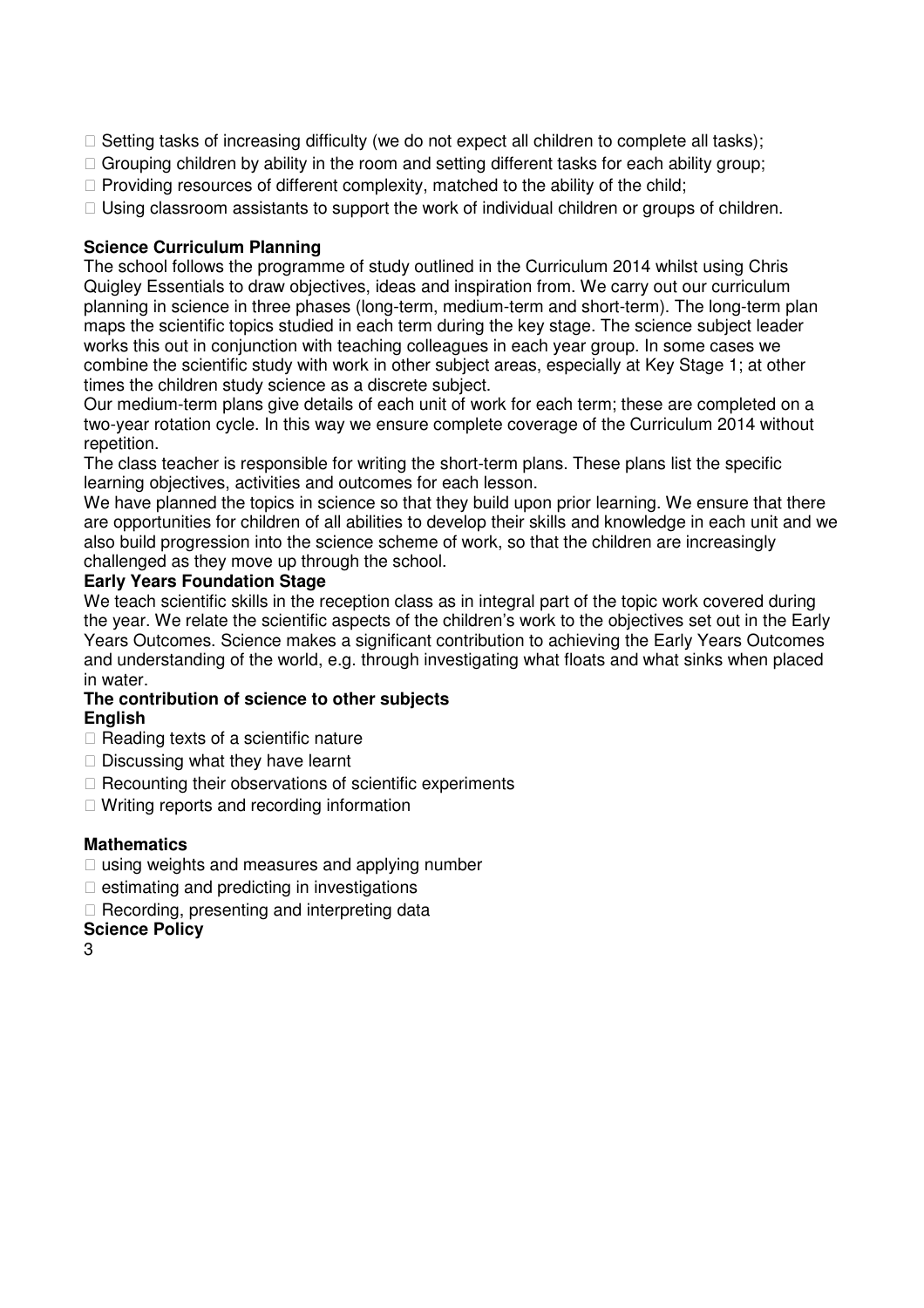- Setting tasks of increasing difficulty (we do not expect all children to complete all tasks);
- Grouping children by ability in the room and setting different tasks for each ability group;
- Providing resources of different complexity, matched to the ability of the child;
- Using classroom assistants to support the work of individual children or groups of children.

**Science Curriculum Planning**

The school follows the programme of study outlined in the Curriculum 2014 whilst using Chris Quigley Essentials to draw objectives, ideas and inspiration from. We carry out our curriculum planning in science in three phases (long-term, medium-term and short-term). The long-term plan maps the scientific topics studied in each term during the key stage. The science subject leader works this out in conjunction with teaching colleagues in each year group. In some cases we combine the scientific study with work in other subject areas, especially at Key Stage 1; at other times the children study science as a discrete subject.

Our medium-term plans give details of each unit of work for each term; these are completed on a two-year rotation cycle. In this way we ensure complete coverage of the Curriculum 2014 without repetition.

The class teacher is responsible for writing the short-term plans. These plans list the specific learning objectives, activities and outcomes for each lesson.

We have planned the topics in science so that they build upon prior learning. We ensure that there are opportunities for children of all abilities to develop their skills and knowledge in each unit and we also build progression into the science scheme of work, so that the children are increasingly challenged as they move up through the school.

**Early Years Foundation Stage**

We teach scientific skills in the reception class as in integral part of the topic work covered during the year. We relate the scientific aspects of the children's work to the objectives set out in the Early Years Outcomes. Science makes a significant contribution to achieving the Early Years Outcomes and understanding of the world, e.g. through investigating what floats and what sinks when placed in water.

**The contribution of science to other subjects**

**English**

- Reading texts of a scientific nature
- Discussing what they have learnt
- Recounting their observations of scientific experiments
- Writing reports and recording information

**Mathematics**

- using weights and measures and applying number
- estimating and predicting in investigations
- Recording, presenting and interpreting data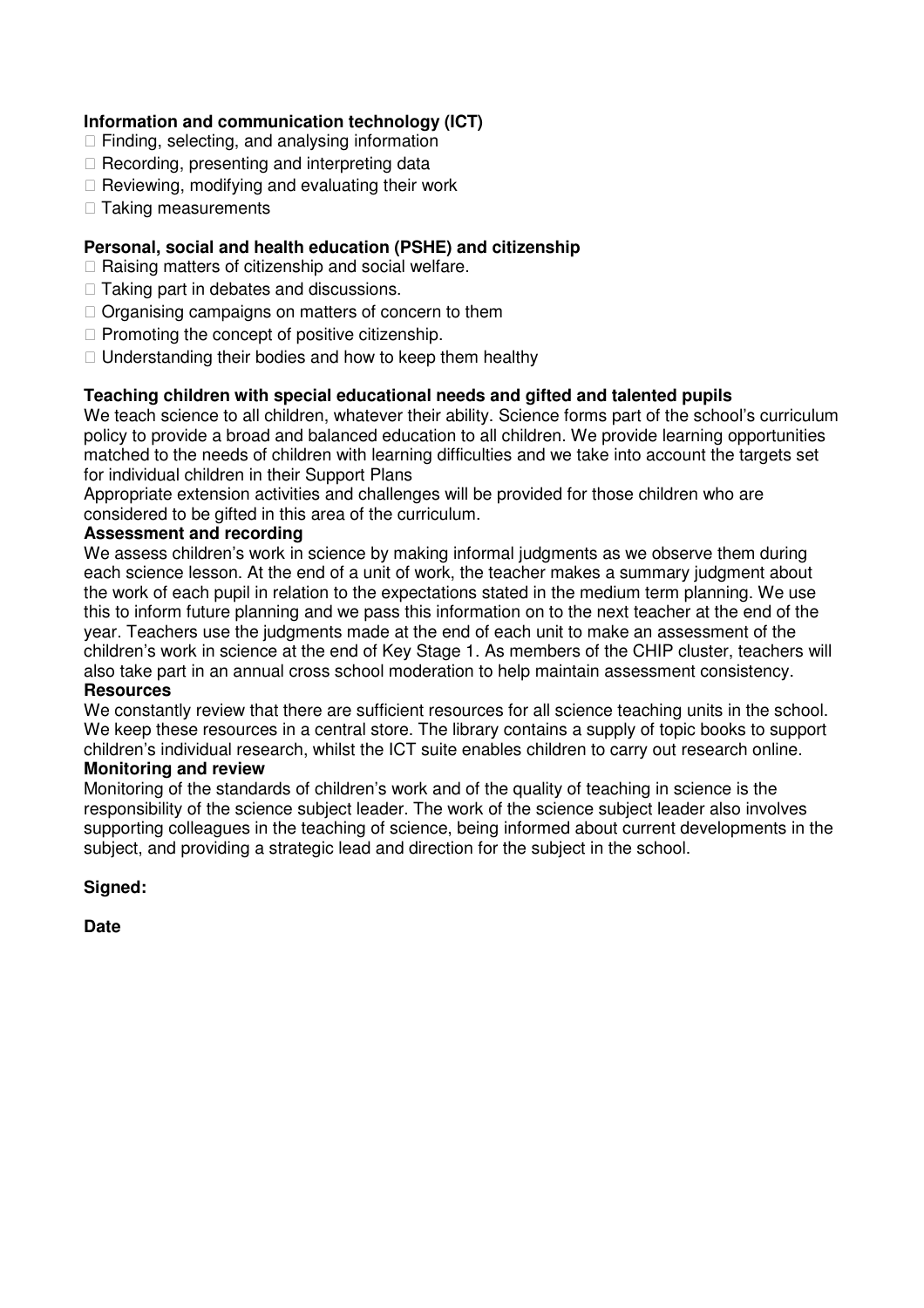**Information and communication technology (ICT)**

- Finding, selecting, and analysing information
- Recording, presenting and interpreting data
- Reviewing, modifying and evaluating their work
- Taking measurements

**Personal, social and health education (PSHE) and citizenship**

- Raising matters of citizenship and social welfare.
- Taking part in debates and discussions.
- Organising campaigns on matters of concern to them
- Promoting the concept of positive citizenship.
- Understanding their bodies and how to keep them healthy

**Teaching children with special educational needs and gifted and talented pupils**

We teach science to all children, whatever their ability. Science forms part of the school's curriculum policy to provide a broad and balanced education to all children. We provide learning opportunities matched to the needs of children with learning difficulties and we take into account the targets set for individual children in their Support Plans

Appropriate extension activities and challenges will be provided for those children who are considered to be gifted in this area of the curriculum.

**Assessment and recording**

We assess children's work in science by making informal judgments as we observe them during each science lesson. At the end of a unit of work, the teacher makes a summary judgment about the work of each pupil in relation to the expectations stated in the medium term planning. We use this to inform future planning and we pass this information on to the next teacher at the end of the year. Teachers use the judgments made at the end of each unit to make an assessment of the children's work in science at the end of Key Stage 1. As members of the CHIP cluster, teachers will also take part in an annual cross school moderation to help maintain assessment consistency.

**Resources**

We constantly review that there are sufficient resources for all science teaching units in the school. We keep these resources in a central store. The library contains a supply of topic books to support children's individual research, whilst the ICT suite enables children to carry out research online.

**Monitoring and review**

Monitoring of the standards of children's work and of the quality of teaching in science is the responsibility of the science subject leader. The work of the science subject leader also involves supporting colleagues in the teaching of science, being informed about current developments in the subject, and providing a strategic lead and direction for the subject in the school.

**Signed:**

**Date**